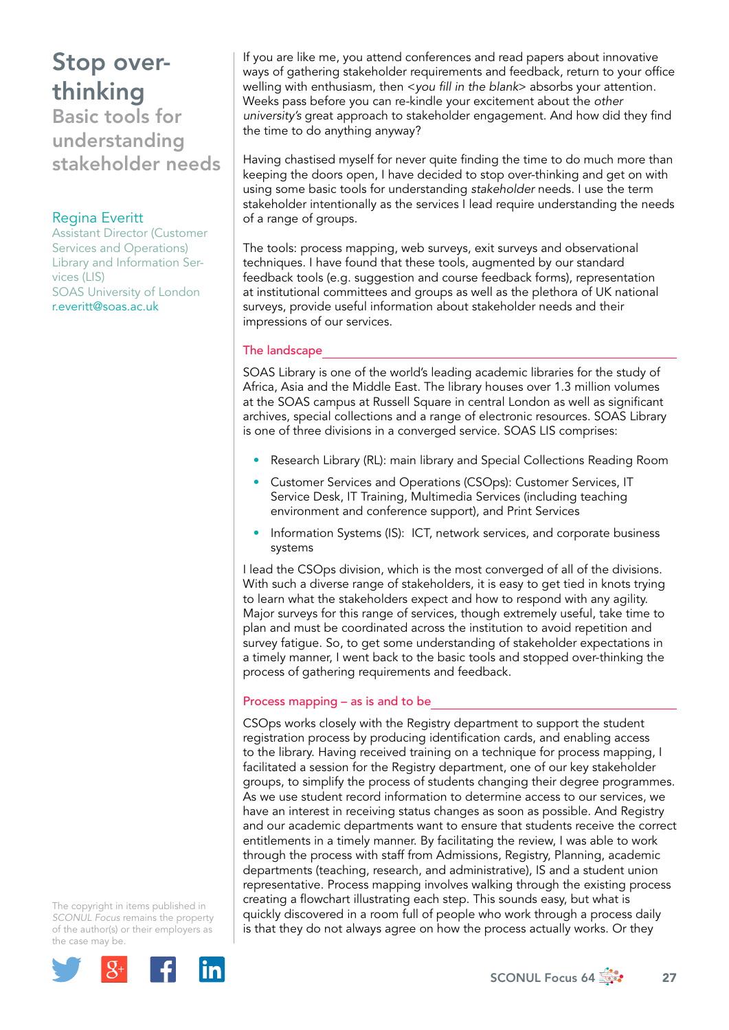# Stop over-thinking

## Basic tools for understanding stakeholder needs

**Regina Everitt**
Assistant Director (Customer Services and Operations)
Library and Information Services (LIS)
SOAS University of London
r.everitt@soas.ac.uk

The copyright in items published in *SCONUL Focus* remains the property of the author(s) or their employers as the case may be.

If you are like me, you attend conferences and read papers about innovative ways of gathering stakeholder requirements and feedback, return to your office welling with enthusiasm, then <*you fill in the blank*> absorbs your attention. Weeks pass before you can re-kindle your excitement about the *other university's* great approach to stakeholder engagement. And how did they find the time to do anything anyway?

Having chastised myself for never quite finding the time to do much more than keeping the doors open, I have decided to stop over-thinking and get on with using some basic tools for understanding *stakeholder* needs. I use the term stakeholder intentionally as the services I lead require understanding the needs of a range of groups.

The tools: process mapping, web surveys, exit surveys and observational techniques. I have found that these tools, augmented by our standard feedback tools (e.g. suggestion and course feedback forms), representation at institutional committees and groups as well as the plethora of UK national surveys, provide useful information about stakeholder needs and their impressions of our services.

### The landscape

SOAS Library is one of the world's leading academic libraries for the study of Africa, Asia and the Middle East. The library houses over 1.3 million volumes at the SOAS campus at Russell Square in central London as well as significant archives, special collections and a range of electronic resources. SOAS Library is one of three divisions in a converged service. SOAS LIS comprises:

- Research Library (RL): main library and Special Collections Reading Room
- Customer Services and Operations (CSOps): Customer Services, IT Service Desk, IT Training, Multimedia Services (including teaching environment and conference support), and Print Services
- Information Systems (IS): ICT, network services, and corporate business systems

I lead the CSOps division, which is the most converged of all of the divisions. With such a diverse range of stakeholders, it is easy to get tied in knots trying to learn what the stakeholders expect and how to respond with any agility. Major surveys for this range of services, though extremely useful, take time to plan and must be coordinated across the institution to avoid repetition and survey fatigue. So, to get some understanding of stakeholder expectations in a timely manner, I went back to the basic tools and stopped over-thinking the process of gathering requirements and feedback.

### Process mapping – as is and to be

CSOps works closely with the Registry department to support the student registration process by producing identification cards, and enabling access to the library. Having received training on a technique for process mapping, I facilitated a session for the Registry department, one of our key stakeholder groups, to simplify the process of students changing their degree programmes. As we use student record information to determine access to our services, we have an interest in receiving status changes as soon as possible. And Registry and our academic departments want to ensure that students receive the correct entitlements in a timely manner. By facilitating the review, I was able to work through the process with staff from Admissions, Registry, Planning, academic departments (teaching, research, and administrative), IS and a student union representative. Process mapping involves walking through the existing process creating a flowchart illustrating each step. This sounds easy, but what is quickly discovered in a room full of people who work through a process daily is that they do not always agree on how the process actually works. Or they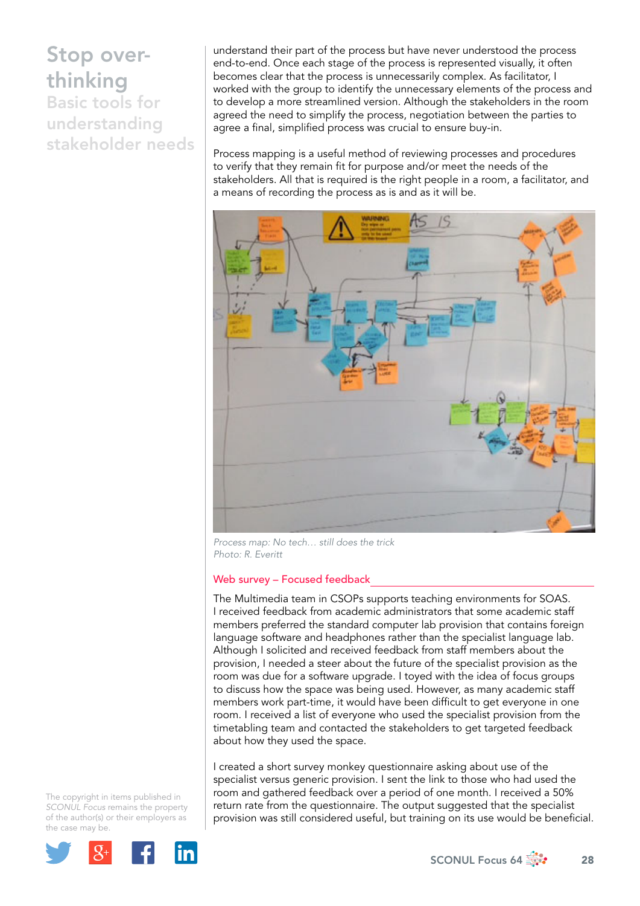# Stop over-thinking

## Basic tools for understanding stakeholder needs

understand their part of the process but have never understood the process end-to-end. Once each stage of the process is represented visually, it often becomes clear that the process is unnecessarily complex. As facilitator, I worked with the group to identify the unnecessary elements of the process and to develop a more streamlined version. Although the stakeholders in the room agreed the need to simplify the process, negotiation between the parties to agree a final, simplified process was crucial to ensure buy-in.

Process mapping is a useful method of reviewing processes and procedures to verify that they remain fit for purpose and/or meet the needs of the stakeholders. All that is required is the right people in a room, a facilitator, and a means of recording the process as is and as it will be.

*Process map: No tech… still does the trick*
*Photo: R. Everitt*

### Web survey – Focused feedback

The Multimedia team in CSOPs supports teaching environments for SOAS. I received feedback from academic administrators that some academic staff members preferred the standard computer lab provision that contains foreign language software and headphones rather than the specialist language lab. Although I solicited and received feedback from staff members about the provision, I needed a steer about the future of the specialist provision as the room was due for a software upgrade. I toyed with the idea of focus groups to discuss how the space was being used. However, as many academic staff members work part-time, it would have been difficult to get everyone in one room. I received a list of everyone who used the specialist provision from the timetabling team and contacted the stakeholders to get targeted feedback about how they used the space.

I created a short survey monkey questionnaire asking about use of the specialist versus generic provision. I sent the link to those who had used the room and gathered feedback over a period of one month. I received a 50% return rate from the questionnaire. The output suggested that the specialist provision was still considered useful, but training on its use would be beneficial.

The copyright in items published in *SCONUL Focus* remains the property of the author(s) or their employers as the case may be.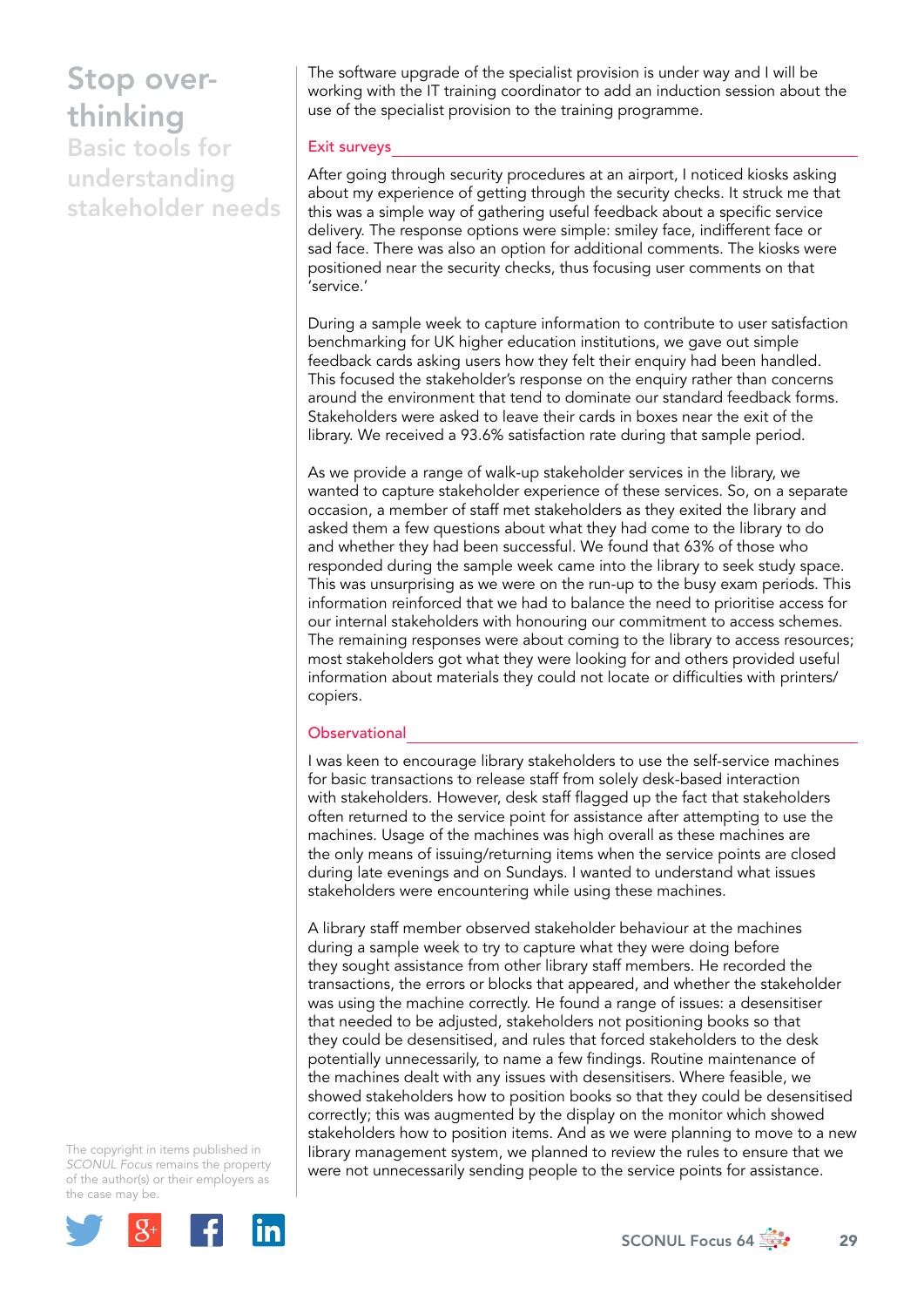The software upgrade of the specialist provision is under way and I will be working with the IT training coordinator to add an induction session about the use of the specialist provision to the training programme.

## Exit surveys

After going through security procedures at an airport, I noticed kiosks asking about my experience of getting through the security checks. It struck me that this was a simple way of gathering useful feedback about a specific service delivery. The response options were simple: smiley face, indifferent face or sad face. There was also an option for additional comments. The kiosks were positioned near the security checks, thus focusing user comments on that 'service.'

During a sample week to capture information to contribute to user satisfaction benchmarking for UK higher education institutions, we gave out simple feedback cards asking users how they felt their enquiry had been handled. This focused the stakeholder's response on the enquiry rather than concerns around the environment that tend to dominate our standard feedback forms. Stakeholders were asked to leave their cards in boxes near the exit of the library. We received a 93.6% satisfaction rate during that sample period.

As we provide a range of walk-up stakeholder services in the library, we wanted to capture stakeholder experience of these services. So, on a separate occasion, a member of staff met stakeholders as they exited the library and asked them a few questions about what they had come to the library to do and whether they had been successful. We found that 63% of those who responded during the sample week came into the library to seek study space. This was unsurprising as we were on the run-up to the busy exam periods. This information reinforced that we had to balance the need to prioritise access for our internal stakeholders with honouring our commitment to access schemes. The remaining responses were about coming to the library to access resources; most stakeholders got what they were looking for and others provided useful information about materials they could not locate or difficulties with printers/copiers.

## Observational

I was keen to encourage library stakeholders to use the self-service machines for basic transactions to release staff from solely desk-based interaction with stakeholders. However, desk staff flagged up the fact that stakeholders often returned to the service point for assistance after attempting to use the machines. Usage of the machines was high overall as these machines are the only means of issuing/returning items when the service points are closed during late evenings and on Sundays. I wanted to understand what issues stakeholders were encountering while using these machines.

A library staff member observed stakeholder behaviour at the machines during a sample week to try to capture what they were doing before they sought assistance from other library staff members. He recorded the transactions, the errors or blocks that appeared, and whether the stakeholder was using the machine correctly. He found a range of issues: a desensitiser that needed to be adjusted, stakeholders not positioning books so that they could be desensitised, and rules that forced stakeholders to the desk potentially unnecessarily, to name a few findings. Routine maintenance of the machines dealt with any issues with desensitisers. Where feasible, we showed stakeholders how to position books so that they could be desensitised correctly; this was augmented by the display on the monitor which showed stakeholders how to position items. And as we were planning to move to a new library management system, we planned to review the rules to ensure that we were not unnecessarily sending people to the service points for assistance.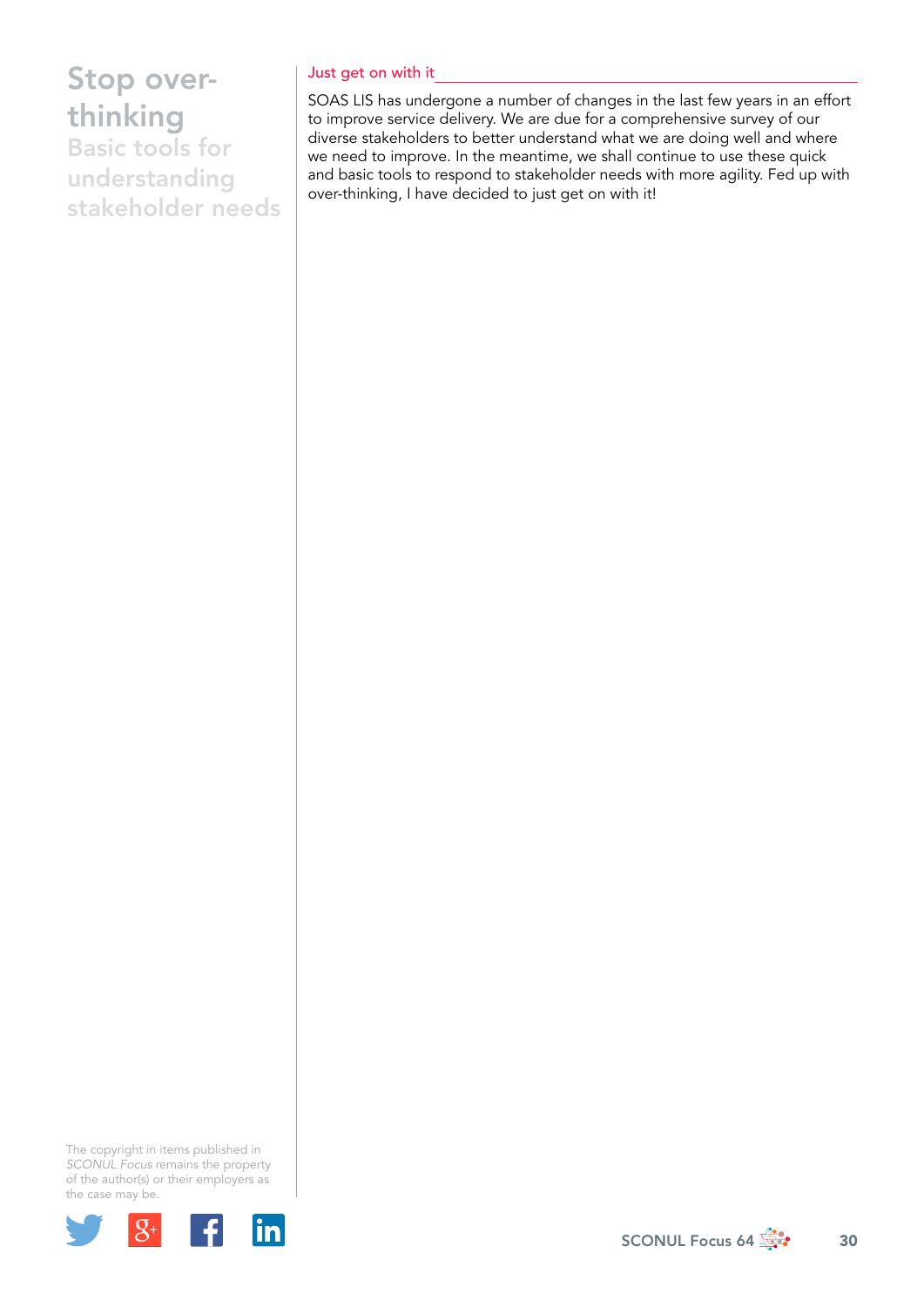## Just get on with it

SOAS LIS has undergone a number of changes in the last few years in an effort to improve service delivery. We are due for a comprehensive survey of our diverse stakeholders to better understand what we are doing well and where we need to improve. In the meantime, we shall continue to use these quick and basic tools to respond to stakeholder needs with more agility. Fed up with over-thinking, I have decided to just get on with it!